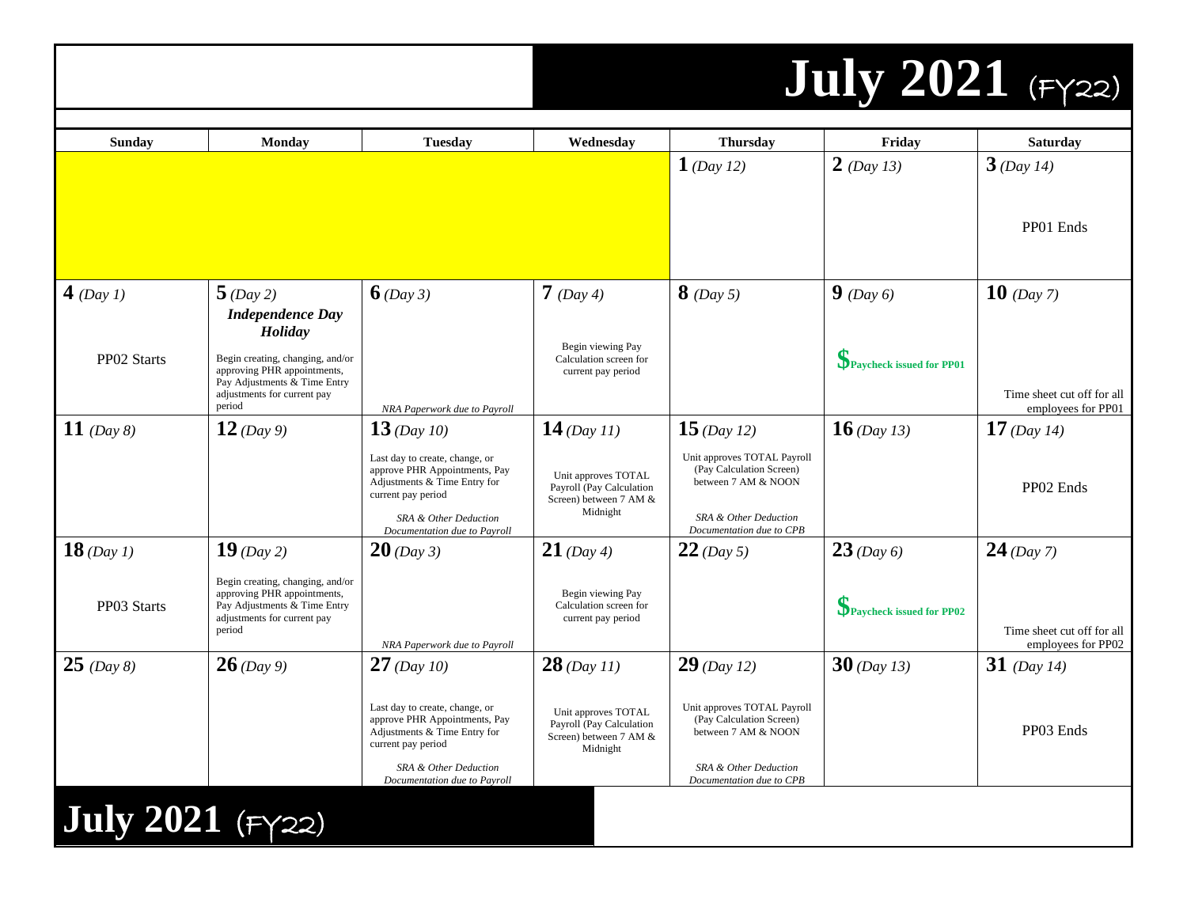# July 2021 (FY22)

| Sunday | Monday | Tuesday | Wednesday | Thursday | Friday | Saturday |
|---|---|---|---|---|---|---|
| | | | | **1** *(Day 12)* | **2** *(Day 13)* | **3** *(Day 14)*<br><br>PP01 Ends |
| **4** *(Day 1)*<br><br>PP02 Starts | **5** *(Day 2)*<br>***Independence Day Holiday***<br><br>Begin creating, changing, and/or approving PHR appointments, Pay Adjustments & Time Entry adjustments for current pay period | **6** *(Day 3)*<br><br>*NRA Paperwork due to Payroll* | **7** *(Day 4)*<br><br>Begin viewing Pay Calculation screen for current pay period | **8** *(Day 5)* | **9** *(Day 6)*<br><br>**$Paycheck issued for PP01** | **10** *(Day 7)*<br><br>Time sheet cut off for all employees for PP01 |
| **11** *(Day 8)* | **12** *(Day 9)* | **13** *(Day 10)*<br><br>Last day to create, change, or approve PHR Appointments, Pay Adjustments & Time Entry for current pay period<br><br>*SRA & Other Deduction Documentation due to Payroll* | **14** *(Day 11)*<br><br>Unit approves TOTAL Payroll (Pay Calculation Screen) between 7 AM & Midnight | **15** *(Day 12)*<br><br>Unit approves TOTAL Payroll (Pay Calculation Screen) between 7 AM & NOON<br><br>*SRA & Other Deduction Documentation due to CPB* | **16** *(Day 13)* | **17** *(Day 14)*<br><br>PP02 Ends |
| **18** *(Day 1)*<br><br>PP03 Starts | **19** *(Day 2)*<br><br>Begin creating, changing, and/or approving PHR appointments, Pay Adjustments & Time Entry adjustments for current pay period | **20** *(Day 3)*<br><br>*NRA Paperwork due to Payroll* | **21** *(Day 4)*<br><br>Begin viewing Pay Calculation screen for current pay period | **22** *(Day 5)* | **23** *(Day 6)*<br><br>**$Paycheck issued for PP02** | **24** *(Day 7)*<br><br>Time sheet cut off for all employees for PP02 |
| **25** *(Day 8)* | **26** *(Day 9)* | **27** *(Day 10)*<br><br>Last day to create, change, or approve PHR Appointments, Pay Adjustments & Time Entry for current pay period<br><br>*SRA & Other Deduction Documentation due to Payroll* | **28** *(Day 11)*<br><br>Unit approves TOTAL Payroll (Pay Calculation Screen) between 7 AM & Midnight | **29** *(Day 12)*<br><br>Unit approves TOTAL Payroll (Pay Calculation Screen) between 7 AM & NOON<br><br>*SRA & Other Deduction Documentation due to CPB* | **30** *(Day 13)* | **31** *(Day 14)*<br><br>PP03 Ends |

**July 2021** (FY22)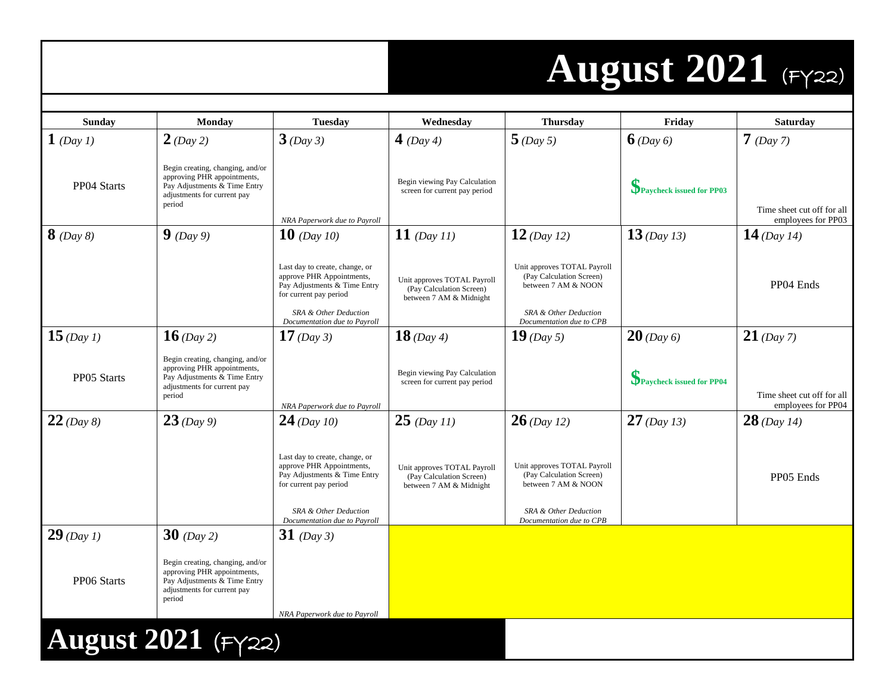# August 2021 (FY22)

| Sunday | Monday | Tuesday | Wednesday | Thursday | Friday | Saturday |
|---|---|---|---|---|---|---|
| **1** *(Day 1)*<br><br>PP04 Starts | **2** *(Day 2)*<br><br>Begin creating, changing, and/or approving PHR appointments, Pay Adjustments & Time Entry adjustments for current pay period | **3** *(Day 3)*<br><br>*NRA Paperwork due to Payroll* | **4** *(Day 4)*<br><br>Begin viewing Pay Calculation screen for current pay period | **5** *(Day 5)* | **6** *(Day 6)*<br><br>**$Paycheck issued for PP03** | **7** *(Day 7)*<br><br>Time sheet cut off for all employees for PP03 |
| **8** *(Day 8)* | **9** *(Day 9)* | **10** *(Day 10)*<br><br>Last day to create, change, or approve PHR Appointments, Pay Adjustments & Time Entry for current pay period<br><br>*SRA & Other Deduction Documentation due to Payroll* | **11** *(Day 11)*<br><br>Unit approves TOTAL Payroll (Pay Calculation Screen) between 7 AM & Midnight | **12** *(Day 12)*<br><br>Unit approves TOTAL Payroll (Pay Calculation Screen) between 7 AM & NOON<br><br>*SRA & Other Deduction Documentation due to CPB* | **13** *(Day 13)* | **14** *(Day 14)*<br><br>PP04 Ends |
| **15** *(Day 1)*<br><br>PP05 Starts | **16** *(Day 2)*<br><br>Begin creating, changing, and/or approving PHR appointments, Pay Adjustments & Time Entry adjustments for current pay period | **17** *(Day 3)*<br><br>*NRA Paperwork due to Payroll* | **18** *(Day 4)*<br><br>Begin viewing Pay Calculation screen for current pay period | **19** *(Day 5)* | **20** *(Day 6)*<br><br>**$Paycheck issued for PP04** | **21** *(Day 7)*<br><br>Time sheet cut off for all employees for PP04 |
| **22** *(Day 8)* | **23** *(Day 9)* | **24** *(Day 10)*<br><br>Last day to create, change, or approve PHR Appointments, Pay Adjustments & Time Entry for current pay period<br><br>*SRA & Other Deduction Documentation due to Payroll* | **25** *(Day 11)*<br><br>Unit approves TOTAL Payroll (Pay Calculation Screen) between 7 AM & Midnight | **26** *(Day 12)*<br><br>Unit approves TOTAL Payroll (Pay Calculation Screen) between 7 AM & NOON<br><br>*SRA & Other Deduction Documentation due to CPB* | **27** *(Day 13)* | **28** *(Day 14)*<br><br>PP05 Ends |
| **29** *(Day 1)*<br><br>PP06 Starts | **30** *(Day 2)*<br><br>Begin creating, changing, and/or approving PHR appointments, Pay Adjustments & Time Entry adjustments for current pay period | **31** *(Day 3)*<br><br>*NRA Paperwork due to Payroll* | | | | |

# August 2021 (FY22)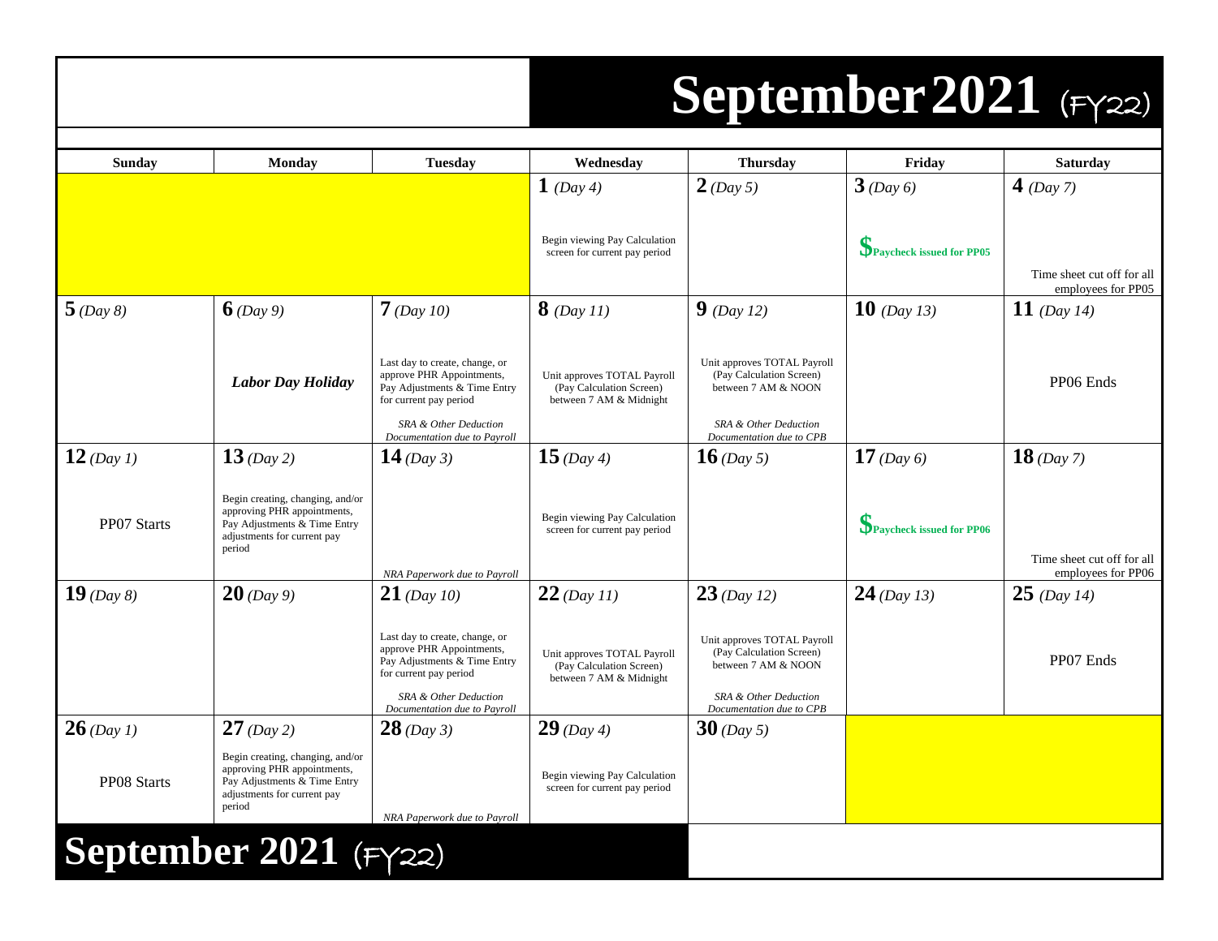# September 2021 (FY22)

| Sunday | Monday | Tuesday | Wednesday | Thursday | Friday | Saturday |
|---|---|---|---|---|---|---|
| | | | **1** *(Day 4)*<br>Begin viewing Pay Calculation screen for current pay period | **2** *(Day 5)* | **3** *(Day 6)*<br>$Paycheck issued for PP05 | **4** *(Day 7)*<br>Time sheet cut off for all employees for PP05 |
| **5** *(Day 8)* | **6** *(Day 9)*<br>***Labor Day Holiday*** | **7** *(Day 10)*<br>Last day to create, change, or approve PHR Appointments, Pay Adjustments & Time Entry for current pay period<br>*SRA & Other Deduction Documentation due to Payroll* | **8** *(Day 11)*<br>Unit approves TOTAL Payroll (Pay Calculation Screen) between 7 AM & Midnight | **9** *(Day 12)*<br>Unit approves TOTAL Payroll (Pay Calculation Screen) between 7 AM & NOON<br>*SRA & Other Deduction Documentation due to CPB* | **10** *(Day 13)* | **11** *(Day 14)*<br>PP06 Ends |
| **12** *(Day 1)*<br>PP07 Starts | **13** *(Day 2)*<br>Begin creating, changing, and/or approving PHR appointments, Pay Adjustments & Time Entry adjustments for current pay period | **14** *(Day 3)*<br>*NRA Paperwork due to Payroll* | **15** *(Day 4)*<br>Begin viewing Pay Calculation screen for current pay period | **16** *(Day 5)* | **17** *(Day 6)*<br>$Paycheck issued for PP06 | **18** *(Day 7)*<br>Time sheet cut off for all employees for PP06 |
| **19** *(Day 8)* | **20** *(Day 9)* | **21** *(Day 10)*<br>Last day to create, change, or approve PHR Appointments, Pay Adjustments & Time Entry for current pay period<br>*SRA & Other Deduction Documentation due to Payroll* | **22** *(Day 11)*<br>Unit approves TOTAL Payroll (Pay Calculation Screen) between 7 AM & Midnight | **23** *(Day 12)*<br>Unit approves TOTAL Payroll (Pay Calculation Screen) between 7 AM & NOON<br>*SRA & Other Deduction Documentation due to CPB* | **24** *(Day 13)* | **25** *(Day 14)*<br>PP07 Ends |
| **26** *(Day 1)*<br>PP08 Starts | **27** *(Day 2)*<br>Begin creating, changing, and/or approving PHR appointments, Pay Adjustments & Time Entry adjustments for current pay period | **28** *(Day 3)*<br>*NRA Paperwork due to Payroll* | **29** *(Day 4)*<br>Begin viewing Pay Calculation screen for current pay period | **30** *(Day 5)* | | |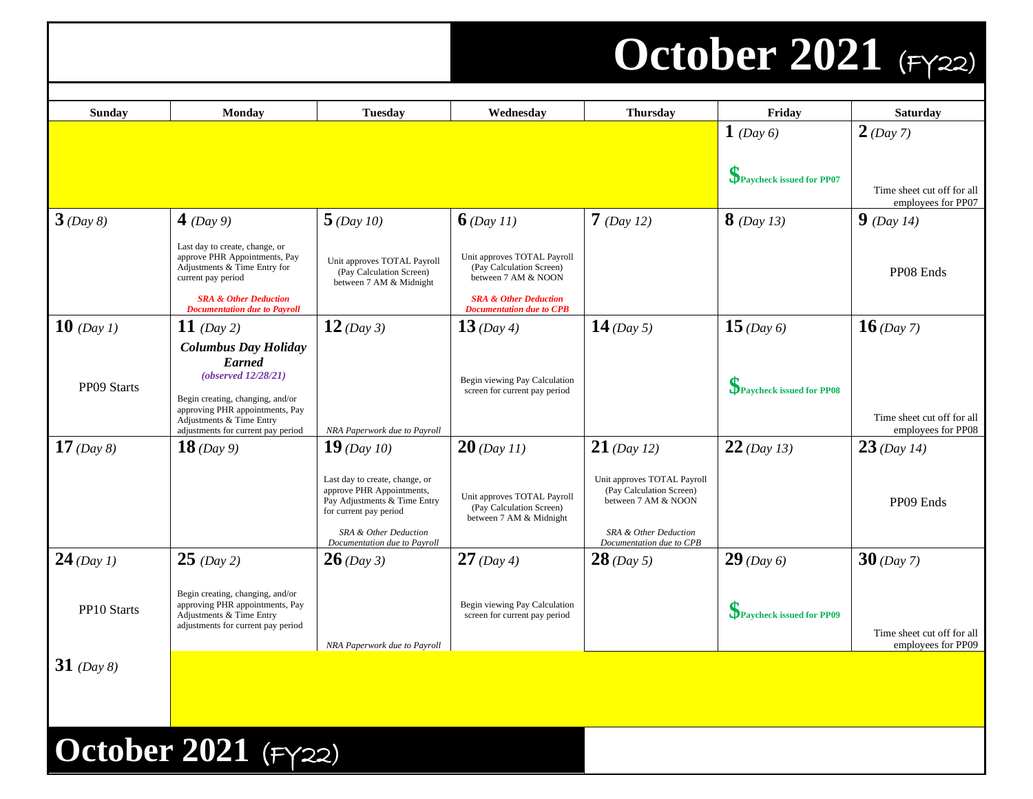# October 2021 (FY22)

| Sunday | Monday | Tuesday | Wednesday | Thursday | Friday | Saturday |
|---|---|---|---|---|---|---|
| | | | | | **1** *(Day 6)*<br><br>**$ Paycheck issued for PP07** | **2** *(Day 7)*<br><br>Time sheet cut off for all employees for PP07 |
| **3** *(Day 8)* | **4** *(Day 9)*<br><br>Last day to create, change, or approve PHR Appointments, Pay Adjustments & Time Entry for current pay period<br><br>***SRA & Other Deduction Documentation due to Payroll*** | **5** *(Day 10)*<br><br>Unit approves TOTAL Payroll (Pay Calculation Screen) between 7 AM & Midnight | **6** *(Day 11)*<br><br>Unit approves TOTAL Payroll (Pay Calculation Screen) between 7 AM & NOON<br><br>***SRA & Other Deduction Documentation due to CPB*** | **7** *(Day 12)* | **8** *(Day 13)* | **9** *(Day 14)*<br><br>PP08 Ends |
| **10** *(Day 1)*<br><br>PP09 Starts | **11** *(Day 2)*<br><br>***Columbus Day Holiday Earned***<br>***(observed 12/28/21)***<br><br>Begin creating, changing, and/or approving PHR appointments, Pay Adjustments & Time Entry adjustments for current pay period | **12** *(Day 3)*<br><br>*NRA Paperwork due to Payroll* | **13** *(Day 4)*<br><br>Begin viewing Pay Calculation screen for current pay period | **14** *(Day 5)* | **15** *(Day 6)*<br><br>**$ Paycheck issued for PP08** | **16** *(Day 7)*<br><br>Time sheet cut off for all employees for PP08 |
| **17** *(Day 8)* | **18** *(Day 9)* | **19** *(Day 10)*<br><br>Last day to create, change, or approve PHR Appointments, Pay Adjustments & Time Entry for current pay period<br><br>*SRA & Other Deduction Documentation due to Payroll* | **20** *(Day 11)*<br><br>Unit approves TOTAL Payroll (Pay Calculation Screen) between 7 AM & Midnight | **21** *(Day 12)*<br><br>Unit approves TOTAL Payroll (Pay Calculation Screen) between 7 AM & NOON<br><br>*SRA & Other Deduction Documentation due to CPB* | **22** *(Day 13)* | **23** *(Day 14)*<br><br>PP09 Ends |
| **24** *(Day 1)*<br><br>PP10 Starts | **25** *(Day 2)*<br><br>Begin creating, changing, and/or approving PHR appointments, Pay Adjustments & Time Entry adjustments for current pay period | **26** *(Day 3)*<br><br>*NRA Paperwork due to Payroll* | **27** *(Day 4)*<br><br>Begin viewing Pay Calculation screen for current pay period | **28** *(Day 5)* | **29** *(Day 6)*<br><br>**$ Paycheck issued for PP09** | **30** *(Day 7)*<br><br>Time sheet cut off for all employees for PP09 |
| **31** *(Day 8)* | | | | | | |

# October 2021 (FY22)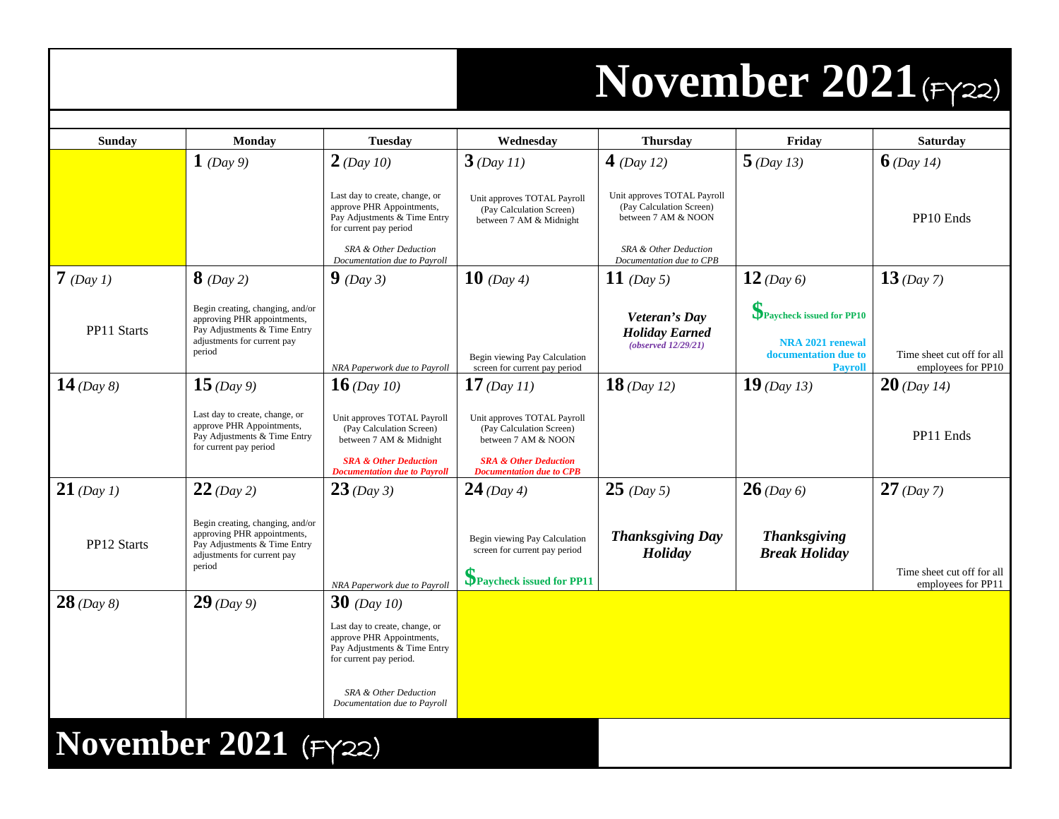# November 2021 (FY22)

| Sunday | Monday | Tuesday | Wednesday | Thursday | Friday | Saturday |
|---|---|---|---|---|---|---|
| | **1** *(Day 9)* | **2** *(Day 10)*<br>Last day to create, change, or approve PHR Appointments, Pay Adjustments & Time Entry for current pay period<br>*SRA & Other Deduction Documentation due to Payroll* | **3** *(Day 11)*<br>Unit approves TOTAL Payroll (Pay Calculation Screen) between 7 AM & Midnight | **4** *(Day 12)*<br>Unit approves TOTAL Payroll (Pay Calculation Screen) between 7 AM & NOON<br>*SRA & Other Deduction Documentation due to CPB* | **5** *(Day 13)* | **6** *(Day 14)*<br>PP10 Ends |
| **7** *(Day 1)*<br>PP11 Starts | **8** *(Day 2)*<br>Begin creating, changing, and/or approving PHR appointments, Pay Adjustments & Time Entry adjustments for current pay period | **9** *(Day 3)*<br>*NRA Paperwork due to Payroll* | **10** *(Day 4)*<br>Begin viewing Pay Calculation screen for current pay period | **11** *(Day 5)*<br>***Veteran's Day Holiday Earned***<br>***(observed 12/29/21)*** | **12** *(Day 6)*<br>**$Paycheck issued for PP10**<br>**NRA 2021 renewal documentation due to Payroll** | **13** *(Day 7)*<br>Time sheet cut off for all employees for PP10 |
| **14** *(Day 8)* | **15** *(Day 9)*<br>Last day to create, change, or approve PHR Appointments, Pay Adjustments & Time Entry for current pay period | **16** *(Day 10)*<br>Unit approves TOTAL Payroll (Pay Calculation Screen) between 7 AM & Midnight<br>***SRA & Other Deduction Documentation due to Payroll*** | **17** *(Day 11)*<br>Unit approves TOTAL Payroll (Pay Calculation Screen) between 7 AM & NOON<br>***SRA & Other Deduction Documentation due to CPB*** | **18** *(Day 12)* | **19** *(Day 13)* | **20** *(Day 14)*<br>PP11 Ends |
| **21** *(Day 1)*<br>PP12 Starts | **22** *(Day 2)*<br>Begin creating, changing, and/or approving PHR appointments, Pay Adjustments & Time Entry adjustments for current pay period | **23** *(Day 3)*<br>*NRA Paperwork due to Payroll* | **24** *(Day 4)*<br>Begin viewing Pay Calculation screen for current pay period<br>**$Paycheck issued for PP11** | **25** *(Day 5)*<br>***Thanksgiving Day Holiday*** | **26** *(Day 6)*<br>***Thanksgiving Break Holiday*** | **27** *(Day 7)*<br>Time sheet cut off for all employees for PP11 |
| **28** *(Day 8)* | **29** *(Day 9)* | **30** *(Day 10)*<br>Last day to create, change, or approve PHR Appointments, Pay Adjustments & Time Entry for current pay period.<br>*SRA & Other Deduction Documentation due to Payroll* | | | | |

# November 2021 (FY22)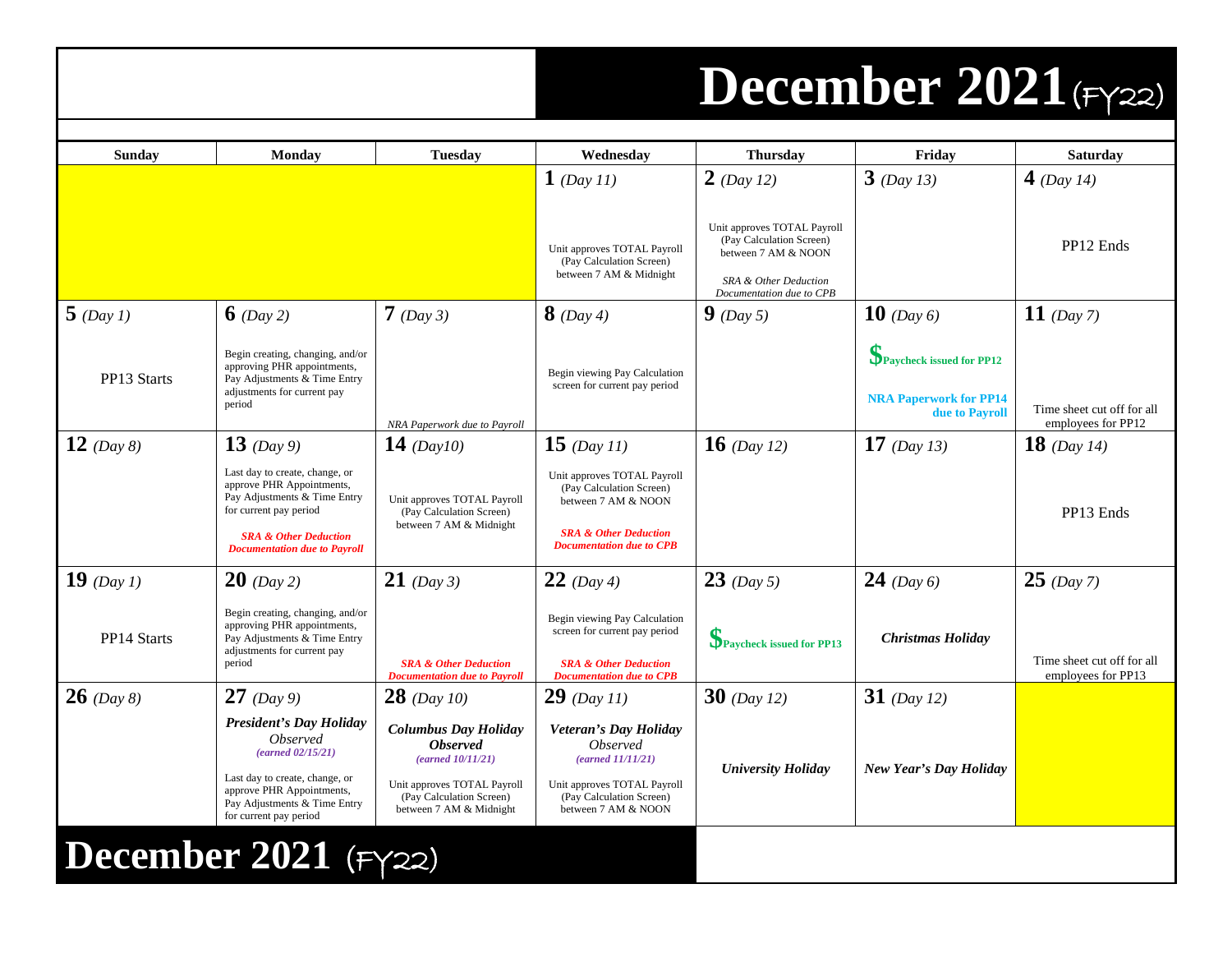# December 2021 (FY22)

| Sunday | Monday | Tuesday | Wednesday | Thursday | Friday | Saturday |
|---|---|---|---|---|---|---|
| | | | **1** *(Day 11)*<br><br>Unit approves TOTAL Payroll (Pay Calculation Screen) between 7 AM & Midnight | **2** *(Day 12)*<br><br>Unit approves TOTAL Payroll (Pay Calculation Screen) between 7 AM & NOON<br><br>*SRA & Other Deduction Documentation due to CPB* | **3** *(Day 13)* | **4** *(Day 14)*<br><br>PP12 Ends |
| **5** *(Day 1)*<br><br>PP13 Starts | **6** *(Day 2)*<br><br>Begin creating, changing, and/or approving PHR appointments, Pay Adjustments & Time Entry adjustments for current pay period | **7** *(Day 3)*<br><br>*NRA Paperwork due to Payroll* | **8** *(Day 4)*<br><br>Begin viewing Pay Calculation screen for current pay period | **9** *(Day 5)* | **10** *(Day 6)*<br><br>**$Paycheck issued for PP12**<br><br>**NRA Paperwork for PP14 due to Payroll** | **11** *(Day 7)*<br><br>Time sheet cut off for all employees for PP12 |
| **12** *(Day 8)* | **13** *(Day 9)*<br><br>Last day to create, change, or approve PHR Appointments, Pay Adjustments & Time Entry for current pay period<br><br>***SRA & Other Deduction Documentation due to Payroll*** | **14** *(Day10)*<br><br>Unit approves TOTAL Payroll (Pay Calculation Screen) between 7 AM & Midnight | **15** *(Day 11)*<br><br>Unit approves TOTAL Payroll (Pay Calculation Screen) between 7 AM & NOON<br><br>***SRA & Other Deduction Documentation due to CPB*** | **16** *(Day 12)* | **17** *(Day 13)* | **18** *(Day 14)*<br><br>PP13 Ends |
| **19** *(Day 1)*<br><br>PP14 Starts | **20** *(Day 2)*<br><br>Begin creating, changing, and/or approving PHR appointments, Pay Adjustments & Time Entry adjustments for current pay period | **21** *(Day 3)*<br><br>***SRA & Other Deduction Documentation due to Payroll*** | **22** *(Day 4)*<br><br>Begin viewing Pay Calculation screen for current pay period<br><br>***SRA & Other Deduction Documentation due to CPB*** | **23** *(Day 5)*<br><br>**$Paycheck issued for PP13** | **24** *(Day 6)*<br><br>***Christmas Holiday*** | **25** *(Day 7)*<br><br>Time sheet cut off for all employees for PP13 |
| **26** *(Day 8)* | **27** *(Day 9)*<br><br>***President's Day Holiday*** *Observed*<br>***(earned 02/15/21)***<br><br>Last day to create, change, or approve PHR Appointments, Pay Adjustments & Time Entry for current pay period | **28** *(Day 10)*<br><br>***Columbus Day Holiday Observed***<br>***(earned 10/11/21)***<br><br>Unit approves TOTAL Payroll (Pay Calculation Screen) between 7 AM & Midnight | **29** *(Day 11)*<br><br>***Veteran's Day Holiday*** *Observed*<br>***(earned 11/11/21)***<br><br>Unit approves TOTAL Payroll (Pay Calculation Screen) between 7 AM & NOON | **30** *(Day 12)*<br><br>***University Holiday*** | **31** *(Day 12)*<br><br>***New Year's Day Holiday*** | |

# December 2021 (FY22)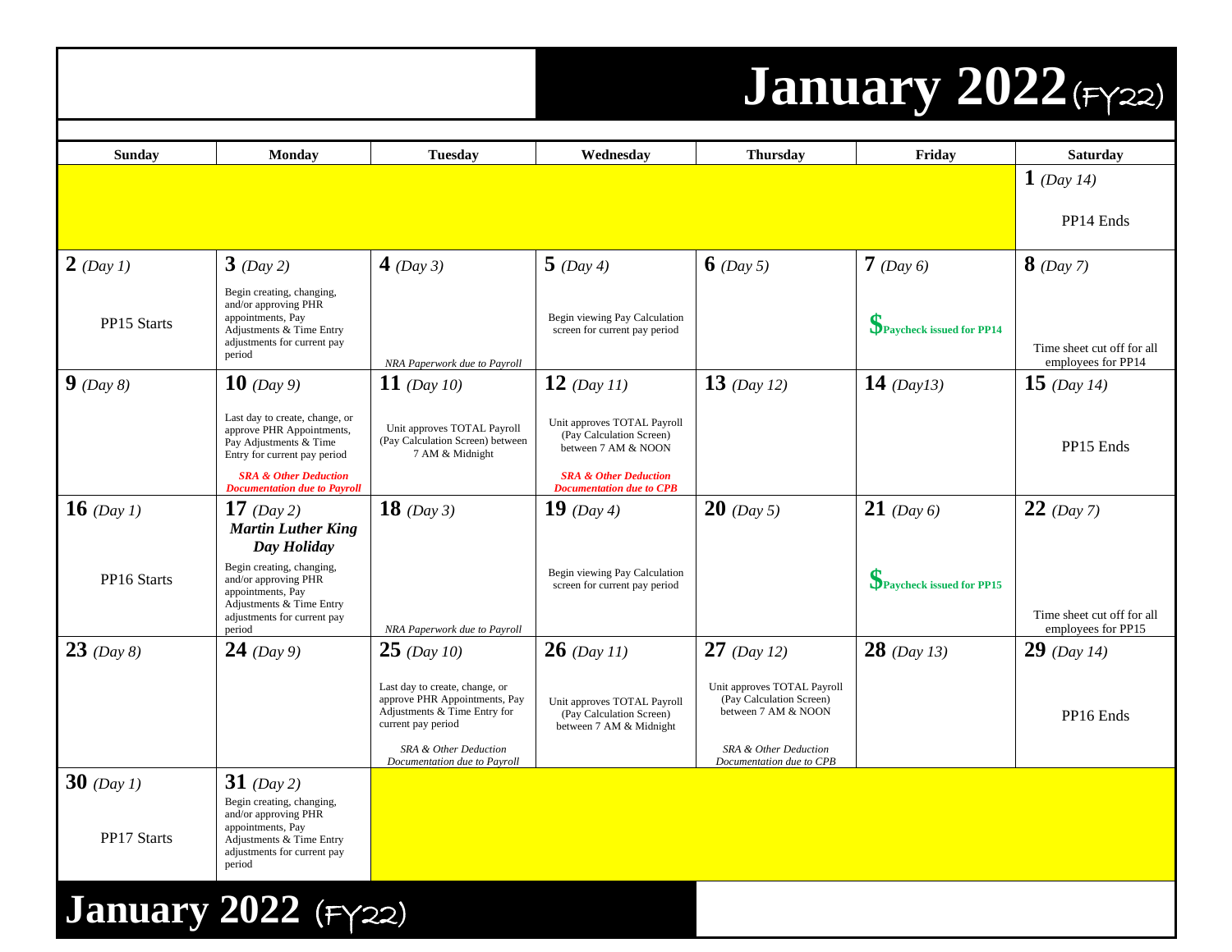# January 2022 (FY22)

| Sunday | Monday | Tuesday | Wednesday | Thursday | Friday | Saturday |
|---|---|---|---|---|---|---|
| | | | | | | **1** *(Day 14)* PP14 Ends |
| **2** *(Day 1)* PP15 Starts | **3** *(Day 2)* Begin creating, changing, and/or approving PHR appointments, Pay Adjustments & Time Entry adjustments for current pay period | **4** *(Day 3)* *NRA Paperwork due to Payroll* | **5** *(Day 4)* Begin viewing Pay Calculation screen for current pay period | **6** *(Day 5)* | **7** *(Day 6)* **$Paycheck issued for PP14** | **8** *(Day 7)* Time sheet cut off for all employees for PP14 |
| **9** *(Day 8)* | **10** *(Day 9)* Last day to create, change, or approve PHR Appointments, Pay Adjustments & Time Entry for current pay period ***SRA & Other Deduction Documentation due to Payroll*** | **11** *(Day 10)* Unit approves TOTAL Payroll (Pay Calculation Screen) between 7 AM & Midnight | **12** *(Day 11)* Unit approves TOTAL Payroll (Pay Calculation Screen) between 7 AM & NOON ***SRA & Other Deduction Documentation due to CPB*** | **13** *(Day 12)* | **14** *(Day13)* | **15** *(Day 14)* PP15 Ends |
| **16** *(Day 1)* PP16 Starts | **17** *(Day 2)* ***Martin Luther King Day Holiday*** Begin creating, changing, and/or approving PHR appointments, Pay Adjustments & Time Entry adjustments for current pay period | **18** *(Day 3)* *NRA Paperwork due to Payroll* | **19** *(Day 4)* Begin viewing Pay Calculation screen for current pay period | **20** *(Day 5)* | **21** *(Day 6)* **$Paycheck issued for PP15** | **22** *(Day 7)* Time sheet cut off for all employees for PP15 |
| **23** *(Day 8)* | **24** *(Day 9)* | **25** *(Day 10)* Last day to create, change, or approve PHR Appointments, Pay Adjustments & Time Entry for current pay period *SRA & Other Deduction Documentation due to Payroll* | **26** *(Day 11)* Unit approves TOTAL Payroll (Pay Calculation Screen) between 7 AM & Midnight | **27** *(Day 12)* Unit approves TOTAL Payroll (Pay Calculation Screen) between 7 AM & NOON *SRA & Other Deduction Documentation due to CPB* | **28** *(Day 13)* | **29** *(Day 14)* PP16 Ends |
| **30** *(Day 1)* PP17 Starts | **31** *(Day 2)* Begin creating, changing, and/or approving PHR appointments, Pay Adjustments & Time Entry adjustments for current pay period | | | | | |

# January 2022 (FY22)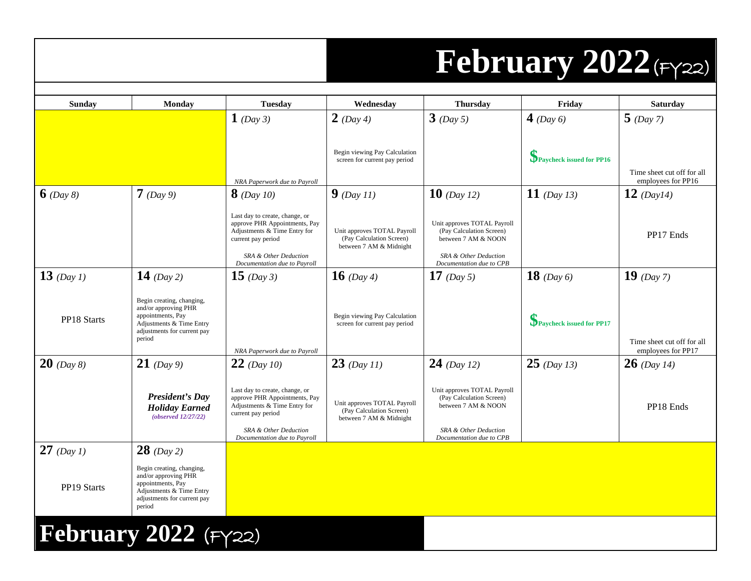# February 2022 (FY22)

| Sunday | Monday | Tuesday | Wednesday | Thursday | Friday | Saturday |
|---|---|---|---|---|---|---|
| | | **1** *(Day 3)*<br><br>*NRA Paperwork due to Payroll* | **2** *(Day 4)*<br><br>Begin viewing Pay Calculation screen for current pay period | **3** *(Day 5)* | **4** *(Day 6)*<br><br>**$ Paycheck issued for PP16** | **5** *(Day 7)*<br><br>Time sheet cut off for all employees for PP16 |
| **6** *(Day 8)* | **7** *(Day 9)* | **8** *(Day 10)*<br><br>Last day to create, change, or approve PHR Appointments, Pay Adjustments & Time Entry for current pay period<br><br>*SRA & Other Deduction Documentation due to Payroll* | **9** *(Day 11)*<br><br>Unit approves TOTAL Payroll (Pay Calculation Screen) between 7 AM & Midnight | **10** *(Day 12)*<br><br>Unit approves TOTAL Payroll (Pay Calculation Screen) between 7 AM & NOON<br><br>*SRA & Other Deduction Documentation due to CPB* | **11** *(Day 13)* | **12** *(Day14)*<br><br>PP17 Ends |
| **13** *(Day 1)*<br><br>PP18 Starts | **14** *(Day 2)*<br><br>Begin creating, changing, and/or approving PHR appointments, Pay Adjustments & Time Entry adjustments for current pay period | **15** *(Day 3)*<br><br>*NRA Paperwork due to Payroll* | **16** *(Day 4)*<br><br>Begin viewing Pay Calculation screen for current pay period | **17** *(Day 5)* | **18** *(Day 6)*<br><br>**$ Paycheck issued for PP17** | **19** *(Day 7)*<br><br>Time sheet cut off for all employees for PP17 |
| **20** *(Day 8)* | **21** *(Day 9)*<br><br>***President's Day Holiday Earned***<br>***(observed 12/27/22)*** | **22** *(Day 10)*<br><br>Last day to create, change, or approve PHR Appointments, Pay Adjustments & Time Entry for current pay period<br><br>*SRA & Other Deduction Documentation due to Payroll* | **23** *(Day 11)*<br><br>Unit approves TOTAL Payroll (Pay Calculation Screen) between 7 AM & Midnight | **24** *(Day 12)*<br><br>Unit approves TOTAL Payroll (Pay Calculation Screen) between 7 AM & NOON<br><br>*SRA & Other Deduction Documentation due to CPB* | **25** *(Day 13)* | **26** *(Day 14)*<br><br>PP18 Ends |
| **27** *(Day 1)*<br><br>PP19 Starts | **28** *(Day 2)*<br><br>Begin creating, changing, and/or approving PHR appointments, Pay Adjustments & Time Entry adjustments for current pay period | | | | | |

# February 2022 (FY22)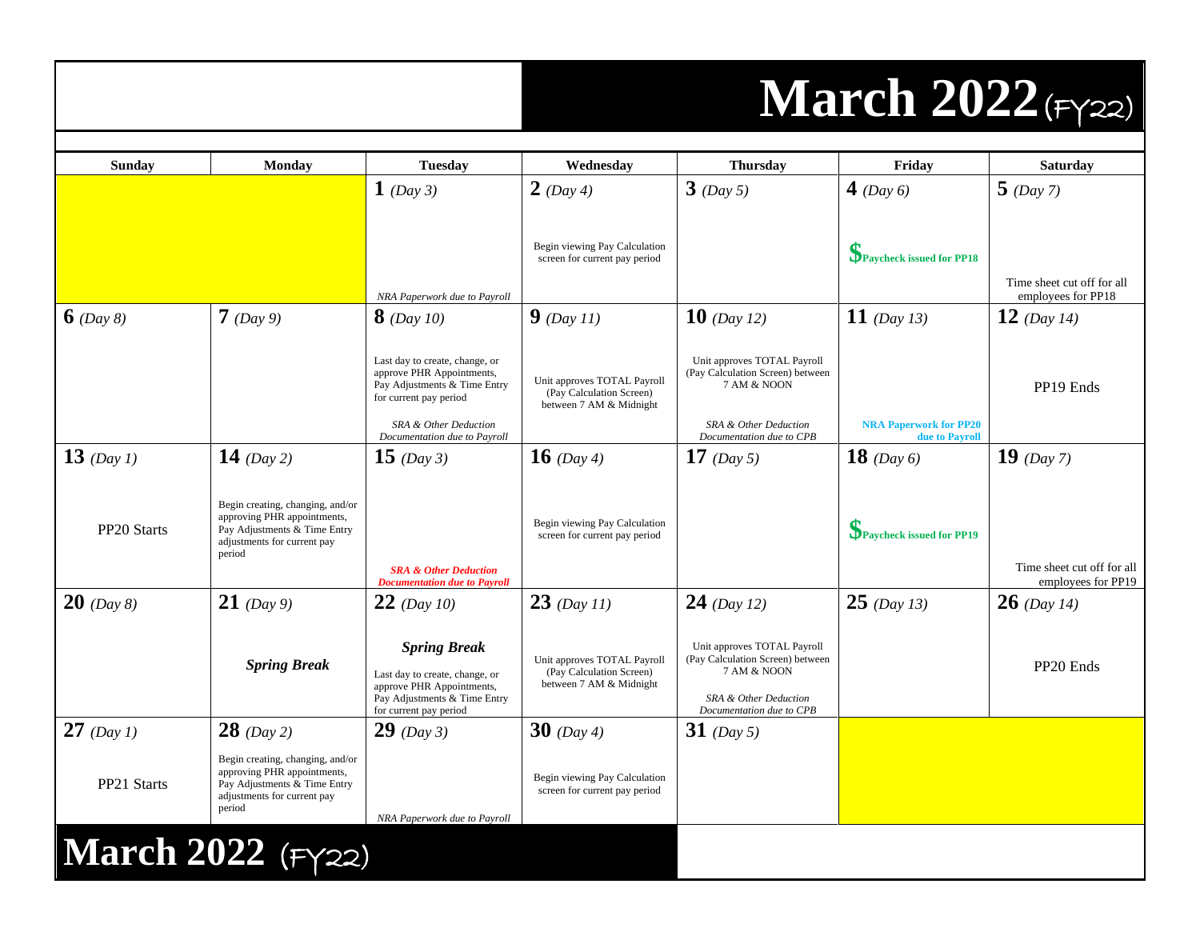# March 2022 (FY22)

| Sunday | Monday | Tuesday | Wednesday | Thursday | Friday | Saturday |
|---|---|---|---|---|---|---|
| | | **1** *(Day 3)*<br>*NRA Paperwork due to Payroll* | **2** *(Day 4)*<br>Begin viewing Pay Calculation screen for current pay period | **3** *(Day 5)* | **4** *(Day 6)*<br>**$Paycheck issued for PP18** | **5** *(Day 7)*<br>Time sheet cut off for all employees for PP18 |
| **6** *(Day 8)* | **7** *(Day 9)* | **8** *(Day 10)*<br>Last day to create, change, or approve PHR Appointments, Pay Adjustments & Time Entry for current pay period<br>*SRA & Other Deduction Documentation due to Payroll* | **9** *(Day 11)*<br>Unit approves TOTAL Payroll (Pay Calculation Screen) between 7 AM & Midnight | **10** *(Day 12)*<br>Unit approves TOTAL Payroll (Pay Calculation Screen) between 7 AM & NOON<br>*SRA & Other Deduction Documentation due to CPB* | **11** *(Day 13)*<br>**NRA Paperwork for PP20 due to Payroll** | **12** *(Day 14)*<br>PP19 Ends |
| **13** *(Day 1)*<br>PP20 Starts | **14** *(Day 2)*<br>Begin creating, changing, and/or approving PHR appointments, Pay Adjustments & Time Entry adjustments for current pay period | **15** *(Day 3)*<br>***SRA & Other Deduction Documentation due to Payroll*** | **16** *(Day 4)*<br>Begin viewing Pay Calculation screen for current pay period | **17** *(Day 5)* | **18** *(Day 6)*<br>**$Paycheck issued for PP19** | **19** *(Day 7)*<br>Time sheet cut off for all employees for PP19 |
| **20** *(Day 8)* | **21** *(Day 9)*<br>***Spring Break*** | **22** *(Day 10)*<br>***Spring Break***<br>Last day to create, change, or approve PHR Appointments, Pay Adjustments & Time Entry for current pay period | **23** *(Day 11)*<br>Unit approves TOTAL Payroll (Pay Calculation Screen) between 7 AM & Midnight | **24** *(Day 12)*<br>Unit approves TOTAL Payroll (Pay Calculation Screen) between 7 AM & NOON<br>*SRA & Other Deduction Documentation due to CPB* | **25** *(Day 13)* | **26** *(Day 14)*<br>PP20 Ends |
| **27** *(Day 1)*<br>PP21 Starts | **28** *(Day 2)*<br>Begin creating, changing, and/or approving PHR appointments, Pay Adjustments & Time Entry adjustments for current pay period | **29** *(Day 3)*<br>*NRA Paperwork due to Payroll* | **30** *(Day 4)*<br>Begin viewing Pay Calculation screen for current pay period | **31** *(Day 5)* | | |

# March 2022 (FY22)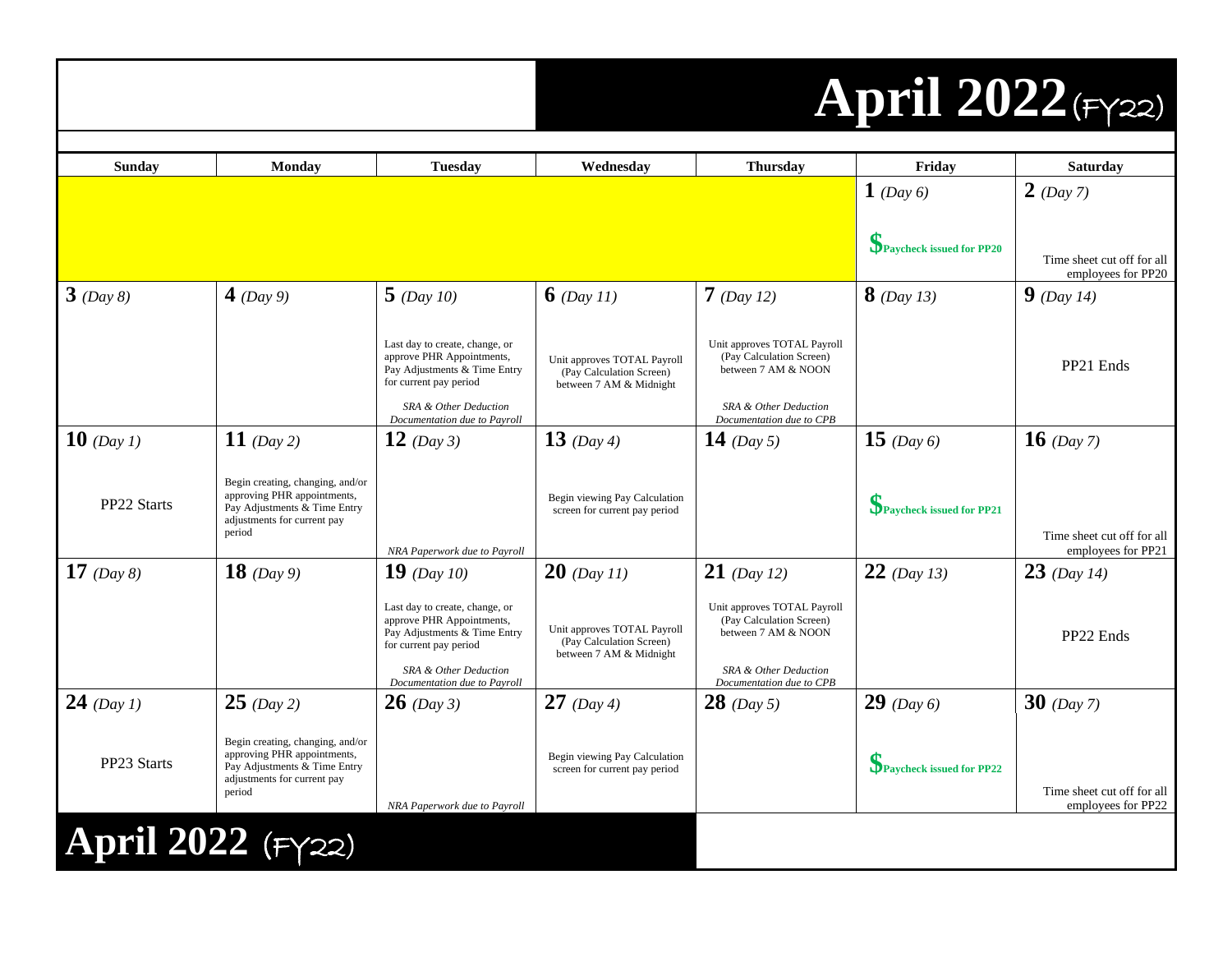# April 2022 (FY22)

| Sunday | Monday | Tuesday | Wednesday | Thursday | Friday | Saturday |
|---|---|---|---|---|---|---|
| | | | | | **1** *(Day 6)*<br><br>$ Paycheck issued for PP20 | **2** *(Day 7)*<br><br>Time sheet cut off for all employees for PP20 |
| **3** *(Day 8)* | **4** *(Day 9)* | **5** *(Day 10)*<br><br>Last day to create, change, or approve PHR Appointments, Pay Adjustments & Time Entry for current pay period<br><br>*SRA & Other Deduction Documentation due to Payroll* | **6** *(Day 11)*<br><br>Unit approves TOTAL Payroll (Pay Calculation Screen) between 7 AM & Midnight | **7** *(Day 12)*<br><br>Unit approves TOTAL Payroll (Pay Calculation Screen) between 7 AM & NOON<br><br>*SRA & Other Deduction Documentation due to CPB* | **8** *(Day 13)* | **9** *(Day 14)*<br><br>PP21 Ends |
| **10** *(Day 1)*<br><br>PP22 Starts | **11** *(Day 2)*<br><br>Begin creating, changing, and/or approving PHR appointments, Pay Adjustments & Time Entry adjustments for current pay period | **12** *(Day 3)*<br><br>*NRA Paperwork due to Payroll* | **13** *(Day 4)*<br><br>Begin viewing Pay Calculation screen for current pay period | **14** *(Day 5)* | **15** *(Day 6)*<br><br>$ Paycheck issued for PP21 | **16** *(Day 7)*<br><br>Time sheet cut off for all employees for PP21 |
| **17** *(Day 8)* | **18** *(Day 9)* | **19** *(Day 10)*<br><br>Last day to create, change, or approve PHR Appointments, Pay Adjustments & Time Entry for current pay period<br><br>*SRA & Other Deduction Documentation due to Payroll* | **20** *(Day 11)*<br><br>Unit approves TOTAL Payroll (Pay Calculation Screen) between 7 AM & Midnight | **21** *(Day 12)*<br><br>Unit approves TOTAL Payroll (Pay Calculation Screen) between 7 AM & NOON<br><br>*SRA & Other Deduction Documentation due to CPB* | **22** *(Day 13)* | **23** *(Day 14)*<br><br>PP22 Ends |
| **24** *(Day 1)*<br><br>PP23 Starts | **25** *(Day 2)*<br><br>Begin creating, changing, and/or approving PHR appointments, Pay Adjustments & Time Entry adjustments for current pay period | **26** *(Day 3)*<br><br>*NRA Paperwork due to Payroll* | **27** *(Day 4)*<br><br>Begin viewing Pay Calculation screen for current pay period | **28** *(Day 5)* | **29** *(Day 6)*<br><br>$ Paycheck issued for PP22 | **30** *(Day 7)*<br><br>Time sheet cut off for all employees for PP22 |

## April 2022 (FY22)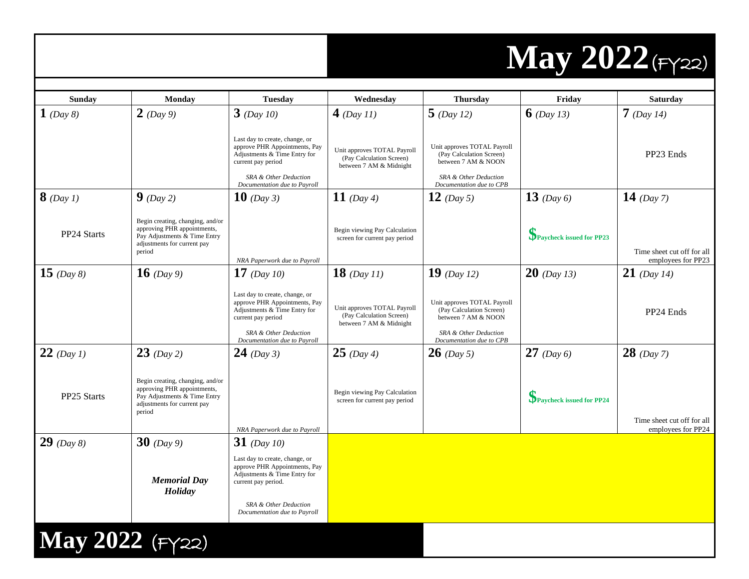# May 2022 (FY22)

| Sunday | Monday | Tuesday | Wednesday | Thursday | Friday | Saturday |
|---|---|---|---|---|---|---|
| **1** *(Day 8)* | **2** *(Day 9)* | **3** *(Day 10)*<br>Last day to create, change, or approve PHR Appointments, Pay Adjustments & Time Entry for current pay period<br>*SRA & Other Deduction Documentation due to Payroll* | **4** *(Day 11)*<br>Unit approves TOTAL Payroll (Pay Calculation Screen) between 7 AM & Midnight | **5** *(Day 12)*<br>Unit approves TOTAL Payroll (Pay Calculation Screen) between 7 AM & NOON<br>*SRA & Other Deduction Documentation due to CPB* | **6** *(Day 13)* | **7** *(Day 14)*<br>PP23 Ends |
| **8** *(Day 1)*<br>PP24 Starts | **9** *(Day 2)*<br>Begin creating, changing, and/or approving PHR appointments, Pay Adjustments & Time Entry adjustments for current pay period | **10** *(Day 3)*<br>*NRA Paperwork due to Payroll* | **11** *(Day 4)*<br>Begin viewing Pay Calculation screen for current pay period | **12** *(Day 5)* | **13** *(Day 6)*<br>$ Paycheck issued for PP23 | **14** *(Day 7)*<br>Time sheet cut off for all employees for PP23 |
| **15** *(Day 8)* | **16** *(Day 9)* | **17** *(Day 10)*<br>Last day to create, change, or approve PHR Appointments, Pay Adjustments & Time Entry for current pay period<br>*SRA & Other Deduction Documentation due to Payroll* | **18** *(Day 11)*<br>Unit approves TOTAL Payroll (Pay Calculation Screen) between 7 AM & Midnight | **19** *(Day 12)*<br>Unit approves TOTAL Payroll (Pay Calculation Screen) between 7 AM & NOON<br>*SRA & Other Deduction Documentation due to CPB* | **20** *(Day 13)* | **21** *(Day 14)*<br>PP24 Ends |
| **22** *(Day 1)*<br>PP25 Starts | **23** *(Day 2)*<br>Begin creating, changing, and/or approving PHR appointments, Pay Adjustments & Time Entry adjustments for current pay period | **24** *(Day 3)*<br>*NRA Paperwork due to Payroll* | **25** *(Day 4)*<br>Begin viewing Pay Calculation screen for current pay period | **26** *(Day 5)* | **27** *(Day 6)*<br>$ Paycheck issued for PP24 | **28** *(Day 7)*<br>Time sheet cut off for all employees for PP24 |
| **29** *(Day 8)* | **30** *(Day 9)*<br>***Memorial Day Holiday*** | **31** *(Day 10)*<br>Last day to create, change, or approve PHR Appointments, Pay Adjustments & Time Entry for current pay period.<br>*SRA & Other Deduction Documentation due to Payroll* | | | | |

# May 2022 (FY22)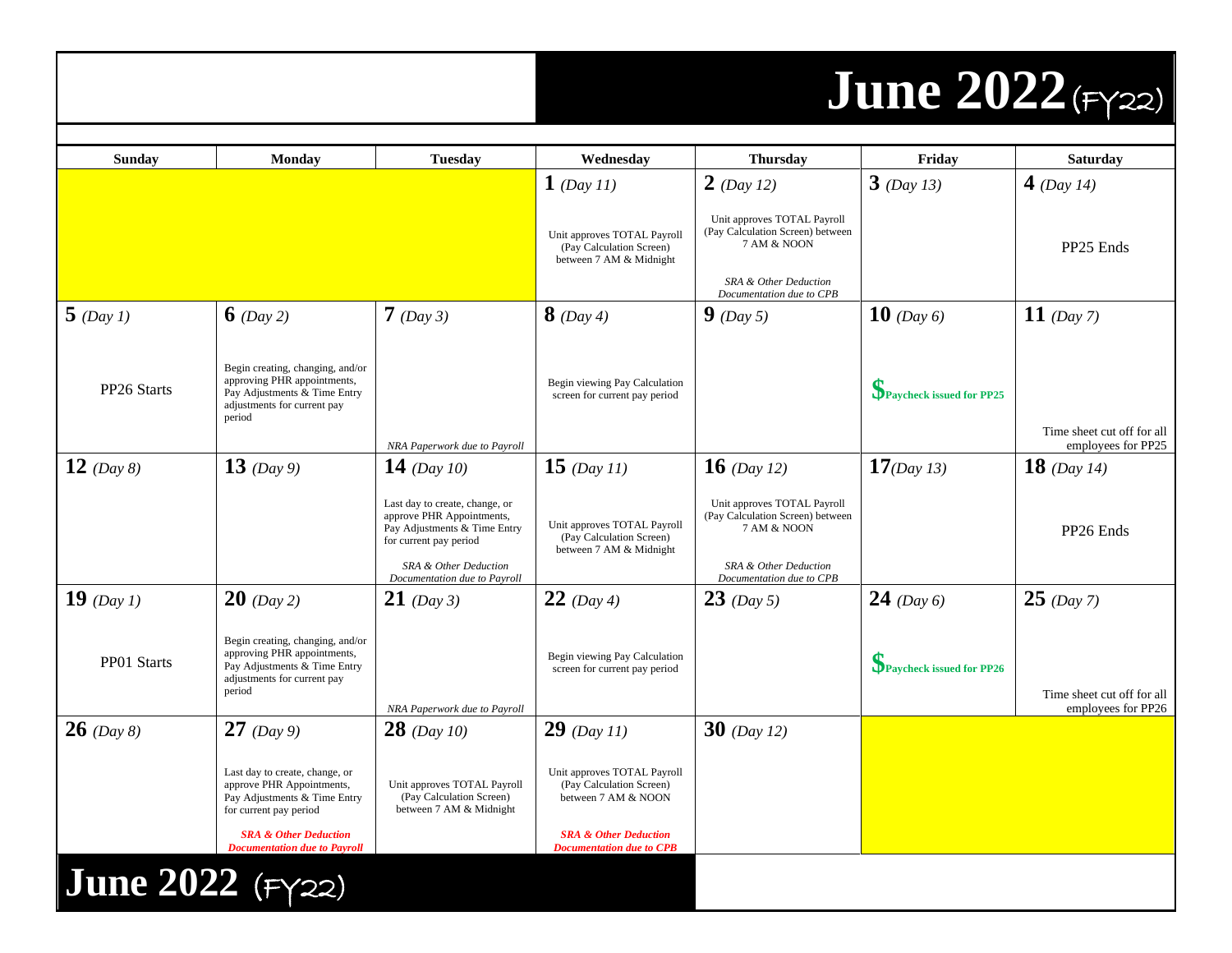# June 2022 (FY22)

| Sunday | Monday | Tuesday | Wednesday | Thursday | Friday | Saturday |
|---|---|---|---|---|---|---|
| | | | **1** *(Day 11)*<br>Unit approves TOTAL Payroll (Pay Calculation Screen) between 7 AM & Midnight | **2** *(Day 12)*<br>Unit approves TOTAL Payroll (Pay Calculation Screen) between 7 AM & NOON<br>*SRA & Other Deduction Documentation due to CPB* | **3** *(Day 13)* | **4** *(Day 14)*<br>PP25 Ends |
| **5** *(Day 1)*<br>PP26 Starts | **6** *(Day 2)*<br>Begin creating, changing, and/or approving PHR appointments, Pay Adjustments & Time Entry adjustments for current pay period | **7** *(Day 3)*<br>*NRA Paperwork due to Payroll* | **8** *(Day 4)*<br>Begin viewing Pay Calculation screen for current pay period | **9** *(Day 5)* | **10** *(Day 6)*<br>**$Paycheck issued for PP25** | **11** *(Day 7)*<br>Time sheet cut off for all employees for PP25 |
| **12** *(Day 8)* | **13** *(Day 9)* | **14** *(Day 10)*<br>Last day to create, change, or approve PHR Appointments, Pay Adjustments & Time Entry for current pay period<br>*SRA & Other Deduction Documentation due to Payroll* | **15** *(Day 11)*<br>Unit approves TOTAL Payroll (Pay Calculation Screen) between 7 AM & Midnight | **16** *(Day 12)*<br>Unit approves TOTAL Payroll (Pay Calculation Screen) between 7 AM & NOON<br>*SRA & Other Deduction Documentation due to CPB* | **17** *(Day 13)* | **18** *(Day 14)*<br>PP26 Ends |
| **19** *(Day 1)*<br>PP01 Starts | **20** *(Day 2)*<br>Begin creating, changing, and/or approving PHR appointments, Pay Adjustments & Time Entry adjustments for current pay period | **21** *(Day 3)*<br>*NRA Paperwork due to Payroll* | **22** *(Day 4)*<br>Begin viewing Pay Calculation screen for current pay period | **23** *(Day 5)* | **24** *(Day 6)*<br>**$Paycheck issued for PP26** | **25** *(Day 7)*<br>Time sheet cut off for all employees for PP26 |
| **26** *(Day 8)* | **27** *(Day 9)*<br>Last day to create, change, or approve PHR Appointments, Pay Adjustments & Time Entry for current pay period<br>***SRA & Other Deduction Documentation due to Payroll*** | **28** *(Day 10)*<br>Unit approves TOTAL Payroll (Pay Calculation Screen) between 7 AM & Midnight | **29** *(Day 11)*<br>Unit approves TOTAL Payroll (Pay Calculation Screen) between 7 AM & NOON<br>***SRA & Other Deduction Documentation due to CPB*** | **30** *(Day 12)* | | |

# June 2022 (FY22)